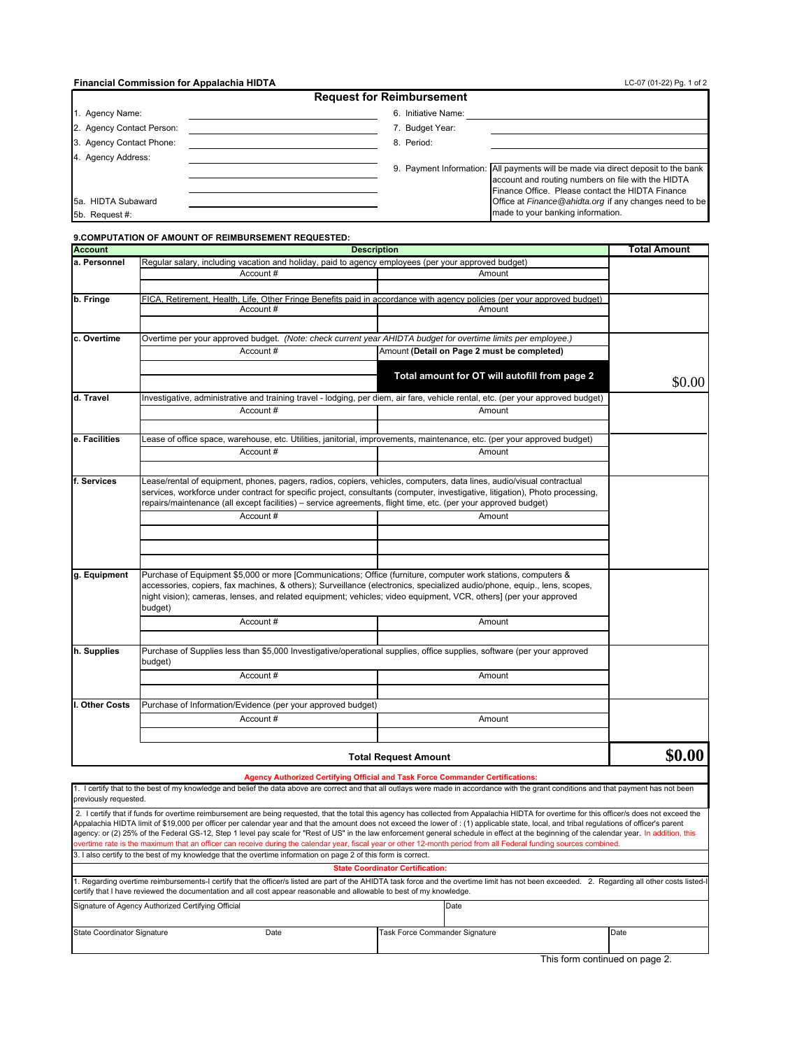**Financial Commission for Appalachia HIDTA**

LC-07 (01-22) Pg. 1 of 2

# Request for Reimbursement

| | | | |
|---|---|---|---|
| 1. Agency Name: | | 6. Initiative Name: | |
| 2. Agency Contact Person: | | 7. Budget Year: | |
| 3. Agency Contact Phone: | | 8. Period: | |
| 4. Agency Address: | | 9. Payment Information: | All payments will be made via direct deposit to the bank account and routing numbers on file with the HIDTA Finance Office. Please contact the HIDTA Finance Office at *Finance@ahidta.org* if any changes need to be made to your banking information. |
| 5a. HIDTA Subaward | | | |
| 5b. Request #: | | | |

## 9.COMPUTATION OF AMOUNT OF REIMBURSEMENT REQUESTED:

| Account | Description | | Total Amount |
|---|---|---|---|
| **a. Personnel** | Regular salary, including vacation and holiday, paid to agency employees (per your approved budget) | | |
| | Account # | Amount | |
| | | | |
| **b. Fringe** | FICA, Retirement, Health, Life, Other Fringe Benefits paid in accordance with agency policies (per your approved budget) | | |
| | Account # | Amount | |
| | | | |
| **c. Overtime** | Overtime per your approved budget. *(Note: check current year AHIDTA budget for overtime limits per employee.)* | | |
| | Account # | Amount **(Detail on Page 2 must be completed)** | |
| | | **Total amount for OT will autofill from page 2** | $0.00 |
| **d. Travel** | Investigative, administrative and training travel - lodging, per diem, air fare, vehicle rental, etc. (per your approved budget) | | |
| | Account # | Amount | |
| | | | |
| **e. Facilities** | Lease of office space, warehouse, etc. Utilities, janitorial, improvements, maintenance, etc. (per your approved budget) | | |
| | Account # | Amount | |
| | | | |
| **f. Services** | Lease/rental of equipment, phones, pagers, radios, copiers, vehicles, computers, data lines, audio/visual contractual services, workforce under contract for specific project, consultants (computer, investigative, litigation), Photo processing, repairs/maintenance (all except facilities) – service agreements, flight time, etc. (per your approved budget) | | |
| | Account # | Amount | |
| | | | |
| | | | |
| | | | |
| **g. Equipment** | Purchase of Equipment $5,000 or more [Communications; Office (furniture, computer work stations, computers & accessories, copiers, fax machines, & others); Surveillance (electronics, specialized audio/phone, equip., lens, scopes, night vision); cameras, lenses, and related equipment; vehicles; video equipment, VCR, others] (per your approved budget) | | |
| | Account # | Amount | |
| | | | |
| **h. Supplies** | Purchase of Supplies less than $5,000 Investigative/operational supplies, office supplies, software (per your approved budget) | | |
| | Account # | Amount | |
| | | | |
| **I. Other Costs** | Purchase of Information/Evidence (per your approved budget) | | |
| | Account # | Amount | |
| | | | |
| | **Total Request Amount** | | **$0.00** |

**Agency Authorized Certifying Official and Task Force Commander Certifications:**

1. I certify that to the best of my knowledge and belief the data above are correct and that all outlays were made in accordance with the grant conditions and that payment has not been previously requested.

2. I certify that if funds for overtime reimbursement are being requested, that the total this agency has collected from Appalachia HIDTA for overtime for this officer/s does not exceed the Appalachia HIDTA limit of $19,000 per officer per calendar year and that the amount does not exceed the lower of : (1) applicable state, local, and tribal regulations of officer's parent agency: or (2) 25% of the Federal GS-12, Step 1 level pay scale for "Rest of US" in the law enforcement general schedule in effect at the beginning of the calendar year. In addition, this overtime rate is the maximum that an officer can receive during the calendar year, fiscal year or other 12-month period from all Federal funding sources combined.

3. I also certify to the best of my knowledge that the overtime information on page 2 of this form is correct.

**State Coordinator Certification:**

1. Regarding overtime reimbursements-I certify that the officer/s listed are part of the AHIDTA task force and the overtime limit has not been exceeded. 2. Regarding all other costs listed-I certify that I have reviewed the documentation and all cost appear reasonable and allowable to best of my knowledge.

| | | | |
|---|---|---|---|
| Signature of Agency Authorized Certifying Official | | Date | |
| State Coordinator Signature | Date | Task Force Commander Signature | Date |

This form continued on page 2.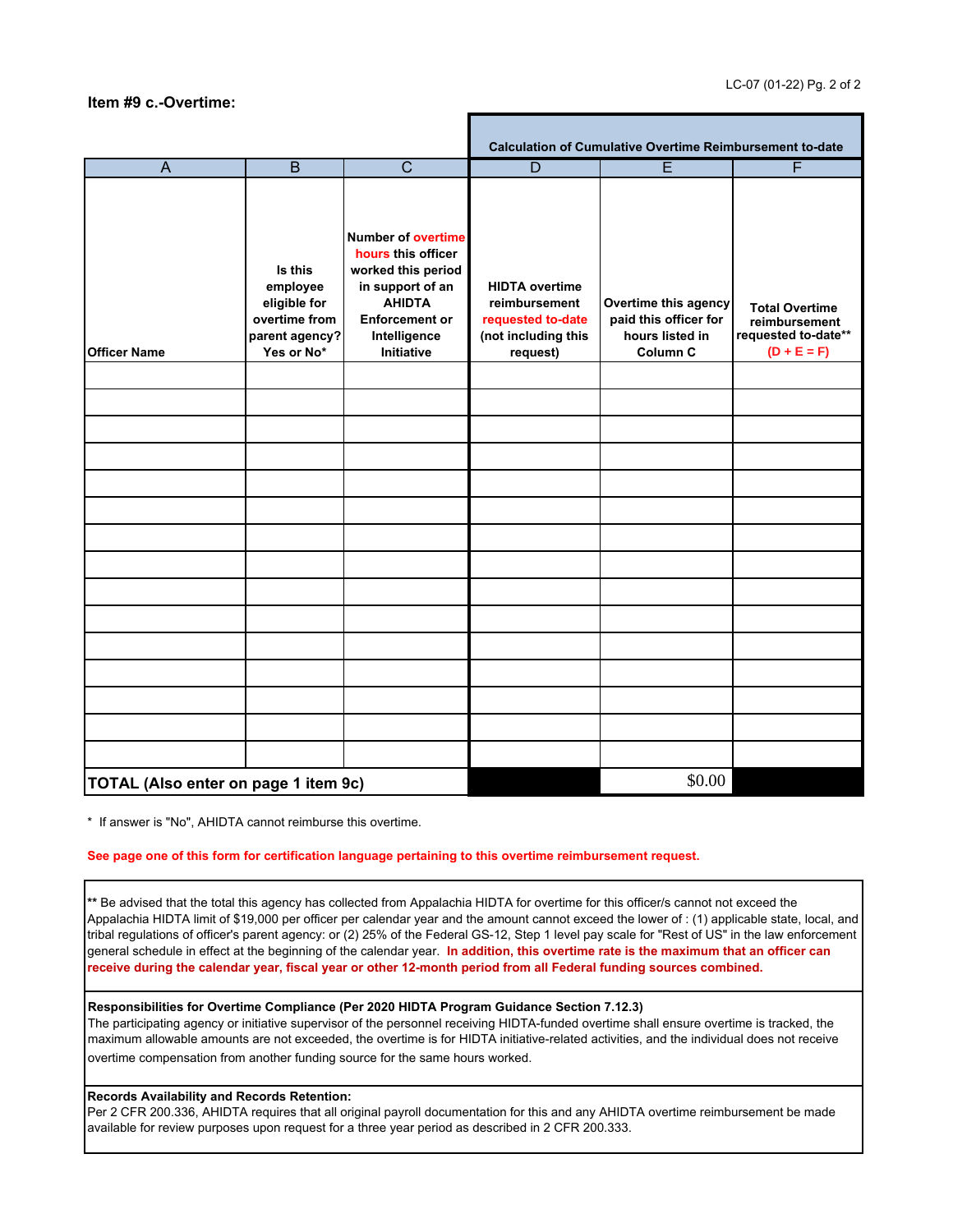**Item #9 c.-Overtime:**

| | | | Calculation of Cumulative Overtime Reimbursement to-date | | |
|---|---|---|---|---|---|
| A | B | C | D | E | F |
| Officer Name | Is this employee eligible for overtime from parent agency? Yes or No* | Number of overtime hours this officer worked this period in support of an AHIDTA Enforcement or Intelligence Initiative | HIDTA overtime reimbursement requested to-date (not including this request) | Overtime this agency paid this officer for hours listed in Column C | Total Overtime reimbursement requested to-date** (D + E = F) |
| | | | | | |
| | | | | | |
| | | | | | |
| | | | | | |
| | | | | | |
| | | | | | |
| | | | | | |
| | | | | | |
| | | | | | |
| | | | | | |
| | | | | | |
| | | | | | |
| | | | | | |
| | | | | | |
| | | | | | |
| **TOTAL (Also enter on page 1 item 9c)** | | | | $0.00 | |

\* If answer is "No", AHIDTA cannot reimburse this overtime.

**See page one of this form for certification language pertaining to this overtime reimbursement request.**

\*\* Be advised that the total this agency has collected from Appalachia HIDTA for overtime for this officer/s cannot not exceed the Appalachia HIDTA limit of $19,000 per officer per calendar year and the amount cannot exceed the lower of : (1) applicable state, local, and tribal regulations of officer's parent agency: or (2) 25% of the Federal GS-12, Step 1 level pay scale for "Rest of US" in the law enforcement general schedule in effect at the beginning of the calendar year. **In addition, this overtime rate is the maximum that an officer can receive during the calendar year, fiscal year or other 12-month period from all Federal funding sources combined.**

**Responsibilities for Overtime Compliance (Per 2020 HIDTA Program Guidance Section 7.12.3)**
The participating agency or initiative supervisor of the personnel receiving HIDTA-funded overtime shall ensure overtime is tracked, the maximum allowable amounts are not exceeded, the overtime is for HIDTA initiative-related activities, and the individual does not receive overtime compensation from another funding source for the same hours worked.

**Records Availability and Records Retention:**
Per 2 CFR 200.336, AHIDTA requires that all original payroll documentation for this and any AHIDTA overtime reimbursement be made available for review purposes upon request for a three year period as described in 2 CFR 200.333.